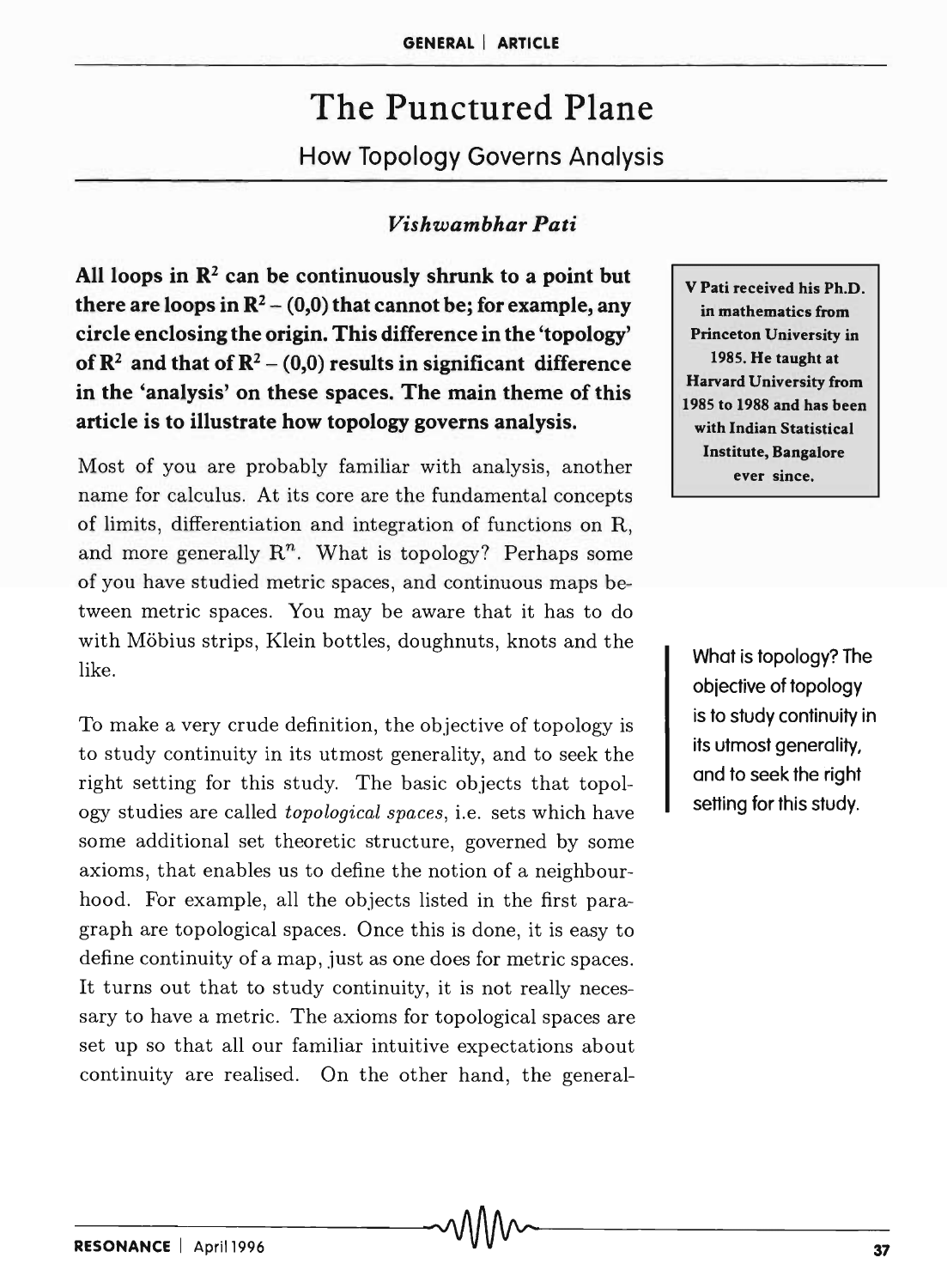# The Punctured Plane

## How Topology Governs Analysis

*Vishwambhar Pati*

**All loops in $\mathbf{R}^2$ can be continuously shrunk to a point but there are loops in $\mathbf{R}^2 - (0,0)$ that cannot be; for example, any circle enclosing the origin. This difference in the 'topology' of $\mathbf{R}^2$ and that of $\mathbf{R}^2 - (0,0)$ results in significant difference in the 'analysis' on these spaces. The main theme of this article is to illustrate how topology governs analysis.**

**V Pati received his Ph.D. in mathematics from Princeton University in 1985. He taught at Harvard University from 1985 to 1988 and has been with Indian Statistical Institute, Bangalore ever since.**

Most of you are probably familiar with analysis, another name for calculus. At its core are the fundamental concepts of limits, differentiation and integration of functions on R, and more generally $\mathrm{R}^n$. What is topology? Perhaps some of you have studied metric spaces, and continuous maps between metric spaces. You may be aware that it has to do with Möbius strips, Klein bottles, doughnuts, knots and the like.

What is topology? The objective of topology is to study continuity in its utmost generality, and to seek the right setting for this study.

To make a very crude definition, the objective of topology is to study continuity in its utmost generality, and to seek the right setting for this study. The basic objects that topology studies are called *topological spaces*, i.e. sets which have some additional set theoretic structure, governed by some axioms, that enables us to define the notion of a neighbourhood. For example, all the objects listed in the first paragraph are topological spaces. Once this is done, it is easy to define continuity of a map, just as one does for metric spaces. It turns out that to study continuity, it is not really necessary to have a metric. The axioms for topological spaces are set up so that all our familiar intuitive expectations about continuity are realised. On the other hand, the general-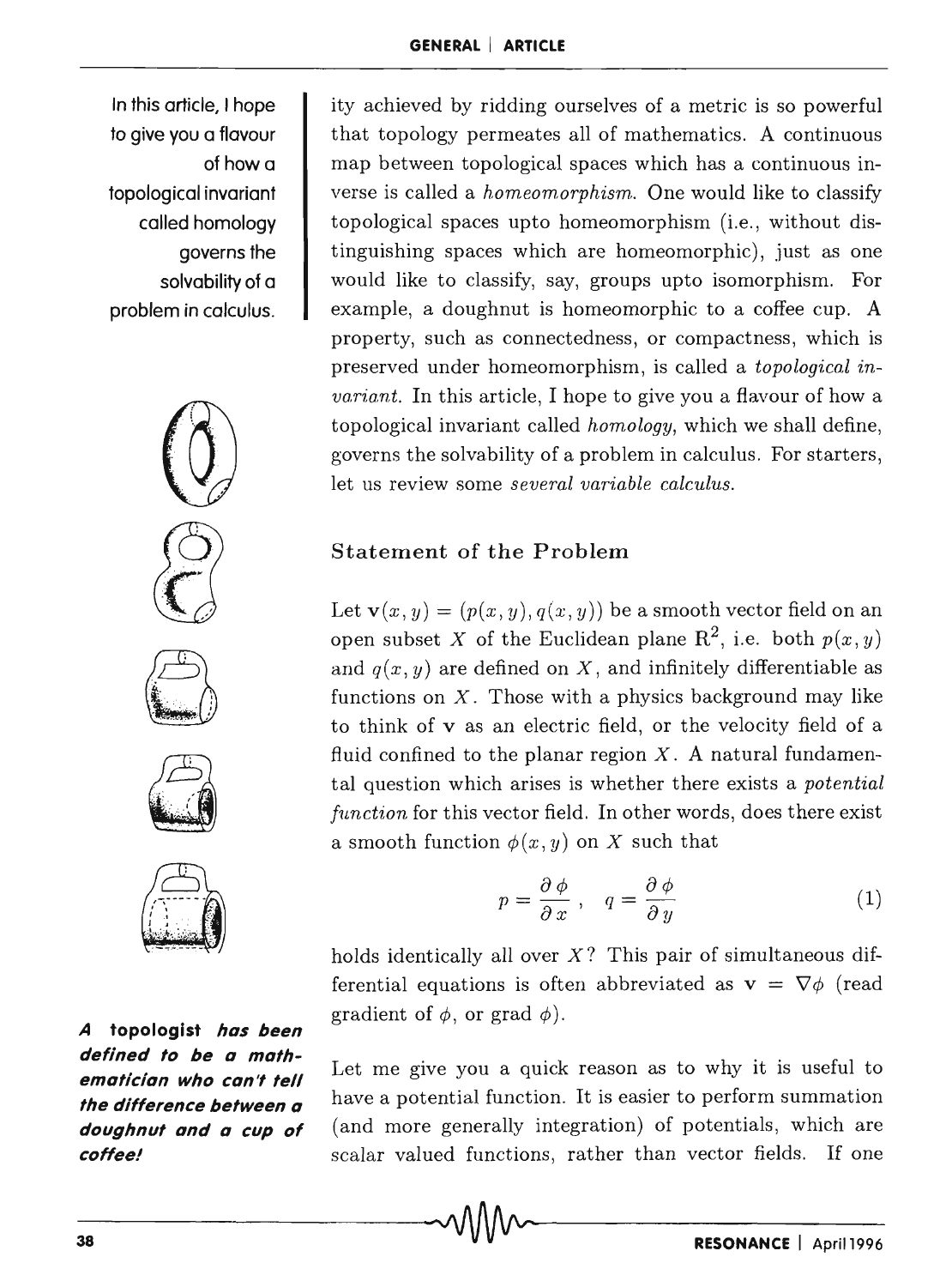ity achieved by ridding ourselves of a metric is so powerful that topology permeates all of mathematics. A continuous map between topological spaces which has a continuous inverse is called a *homeomorphism*. One would like to classify topological spaces upto homeomorphism (i.e., without distinguishing spaces which are homeomorphic), just as one would like to classify, say, groups upto isomorphism. For example, a doughnut is homeomorphic to a coffee cup. A property, such as connectedness, or compactness, which is preserved under homeomorphism, is called a *topological invariant*. In this article, I hope to give you a flavour of how a topological invariant called *homology*, which we shall define, governs the solvability of a problem in calculus. For starters, let us review some *several variable calculus*.

In this article, I hope to give you a flavour of how a topological invariant called homology governs the solvability of a problem in calculus.

***A topologist has been defined to be a mathematician who can't tell the difference between a doughnut and a cup of coffee!***

## Statement of the Problem

Let $\mathbf{v}(x, y) = (p(x, y), q(x, y))$ be a smooth vector field on an open subset $X$ of the Euclidean plane $\mathrm{R}^2$, i.e. both $p(x, y)$ and $q(x, y)$ are defined on $X$, and infinitely differentiable as functions on $X$. Those with a physics background may like to think of $\mathbf{v}$ as an electric field, or the velocity field of a fluid confined to the planar region $X$. A natural fundamental question which arises is whether there exists a *potential function* for this vector field. In other words, does there exist a smooth function $\phi(x, y)$ on $X$ such that

$$p = \frac{\partial \phi}{\partial x}, \quad q = \frac{\partial \phi}{\partial y} \tag{1}$$

holds identically all over $X$? This pair of simultaneous differential equations is often abbreviated as $\mathbf{v} = \nabla \phi$ (read gradient of $\phi$, or grad $\phi$).

Let me give you a quick reason as to why it is useful to have a potential function. It is easier to perform summation (and more generally integration) of potentials, which are scalar valued functions, rather than vector fields. If one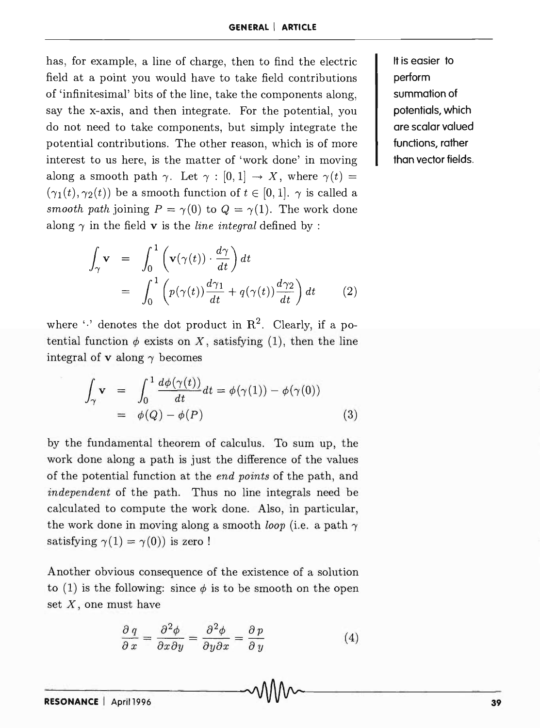has, for example, a line of charge, then to find the electric field at a point you would have to take field contributions of 'infinitesimal' bits of the line, take the components along, say the x-axis, and then integrate. For the potential, you do not need to take components, but simply integrate the potential contributions. The other reason, which is of more interest to us here, is the matter of 'work done' in moving along a smooth path $\gamma$. Let $\gamma : [0,1] \to X$, where $\gamma(t) = (\gamma_1(t), \gamma_2(t))$ be a smooth function of $t \in [0,1]$. $\gamma$ is called a *smooth path* joining $P = \gamma(0)$ to $Q = \gamma(1)$. The work done along $\gamma$ in the field $\mathbf{v}$ is the *line integral* defined by :

It is easier to perform summation of potentials, which are scalar valued functions, rather than vector fields.

$$
\begin{aligned}
\int_\gamma \mathbf{v} &= \int_0^1 \left( \mathbf{v}(\gamma(t)) \cdot \frac{d\gamma}{dt} \right) dt \\
&= \int_0^1 \left( p(\gamma(t)) \frac{d\gamma_1}{dt} + q(\gamma(t)) \frac{d\gamma_2}{dt} \right) dt \qquad (2)
\end{aligned}
$$

where '$\cdot$' denotes the dot product in $\mathbf{R}^2$. Clearly, if a potential function $\phi$ exists on $X$, satisfying (1), then the line integral of $\mathbf{v}$ along $\gamma$ becomes

$$
\begin{aligned}
\int_\gamma \mathbf{v} &= \int_0^1 \frac{d\phi(\gamma(t))}{dt} dt = \phi(\gamma(1)) - \phi(\gamma(0)) \\
&= \phi(Q) - \phi(P) \qquad (3)
\end{aligned}
$$

by the fundamental theorem of calculus. To sum up, the work done along a path is just the difference of the values of the potential function at the *end points* of the path, and *independent* of the path. Thus no line integrals need be calculated to compute the work done. Also, in particular, the work done in moving along a smooth *loop* (i.e. a path $\gamma$ satisfying $\gamma(1) = \gamma(0)$) is zero !

Another obvious consequence of the existence of a solution to (1) is the following: since $\phi$ is to be smooth on the open set $X$, one must have

$$
\frac{\partial q}{\partial x} = \frac{\partial^2 \phi}{\partial x \partial y} = \frac{\partial^2 \phi}{\partial y \partial x} = \frac{\partial p}{\partial y} \qquad (4)
$$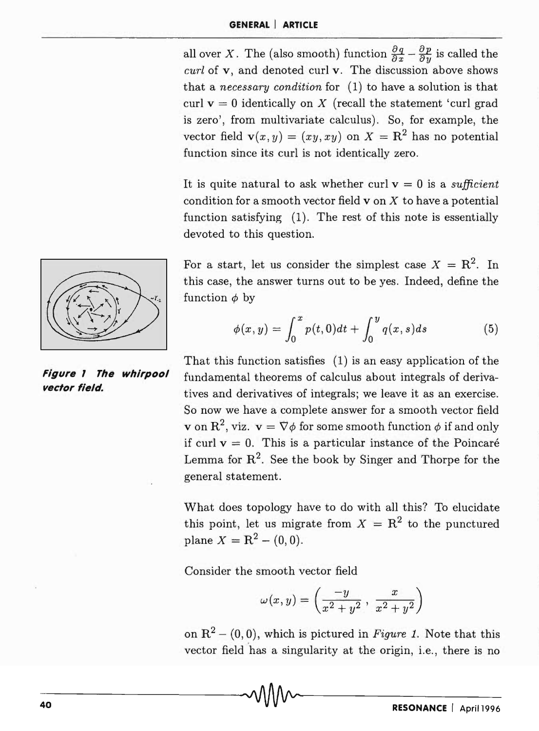all over $X$. The (also smooth) function $\frac{\partial q}{\partial x} - \frac{\partial p}{\partial y}$ is called the *curl* of $\mathbf{v}$, and denoted curl $\mathbf{v}$. The discussion above shows that a *necessary condition* for (1) to have a solution is that curl $\mathbf{v} = 0$ identically on $X$ (recall the statement 'curl grad is zero', from multivariate calculus). So, for example, the vector field $\mathbf{v}(x, y) = (xy, xy)$ on $X = \mathbf{R}^2$ has no potential function since its curl is not identically zero.

It is quite natural to ask whether curl $\mathbf{v} = 0$ is a *sufficient* condition for a smooth vector field $\mathbf{v}$ on $X$ to have a potential function satisfying (1). The rest of this note is essentially devoted to this question.

For a start, let us consider the simplest case $X = \mathbf{R}^2$. In this case, the answer turns out to be yes. Indeed, define the function $\phi$ by

$$\phi(x, y) = \int_0^x p(t, 0)dt + \int_0^y q(x, s)ds \tag{5}$$

**Figure 1 The whirlpool vector field.**

That this function satisfies (1) is an easy application of the fundamental theorems of calculus about integrals of derivatives and derivatives of integrals; we leave it as an exercise. So now we have a complete answer for a smooth vector field $\mathbf{v}$ on $\mathbf{R}^2$, viz. $\mathbf{v} = \nabla\phi$ for some smooth function $\phi$ if and only if curl $\mathbf{v} = 0$. This is a particular instance of the Poincaré Lemma for $\mathbf{R}^2$. See the book by Singer and Thorpe for the general statement.

What does topology have to do with all this? To elucidate this point, let us migrate from $X = \mathbf{R}^2$ to the punctured plane $X = \mathbf{R}^2 - (0, 0)$.

Consider the smooth vector field

$$\omega(x, y) = \left(\frac{-y}{x^2 + y^2}, \frac{x}{x^2 + y^2}\right)$$

on $\mathbf{R}^2 - (0, 0)$, which is pictured in *Figure 1*. Note that this vector field has a singularity at the origin, i.e., there is no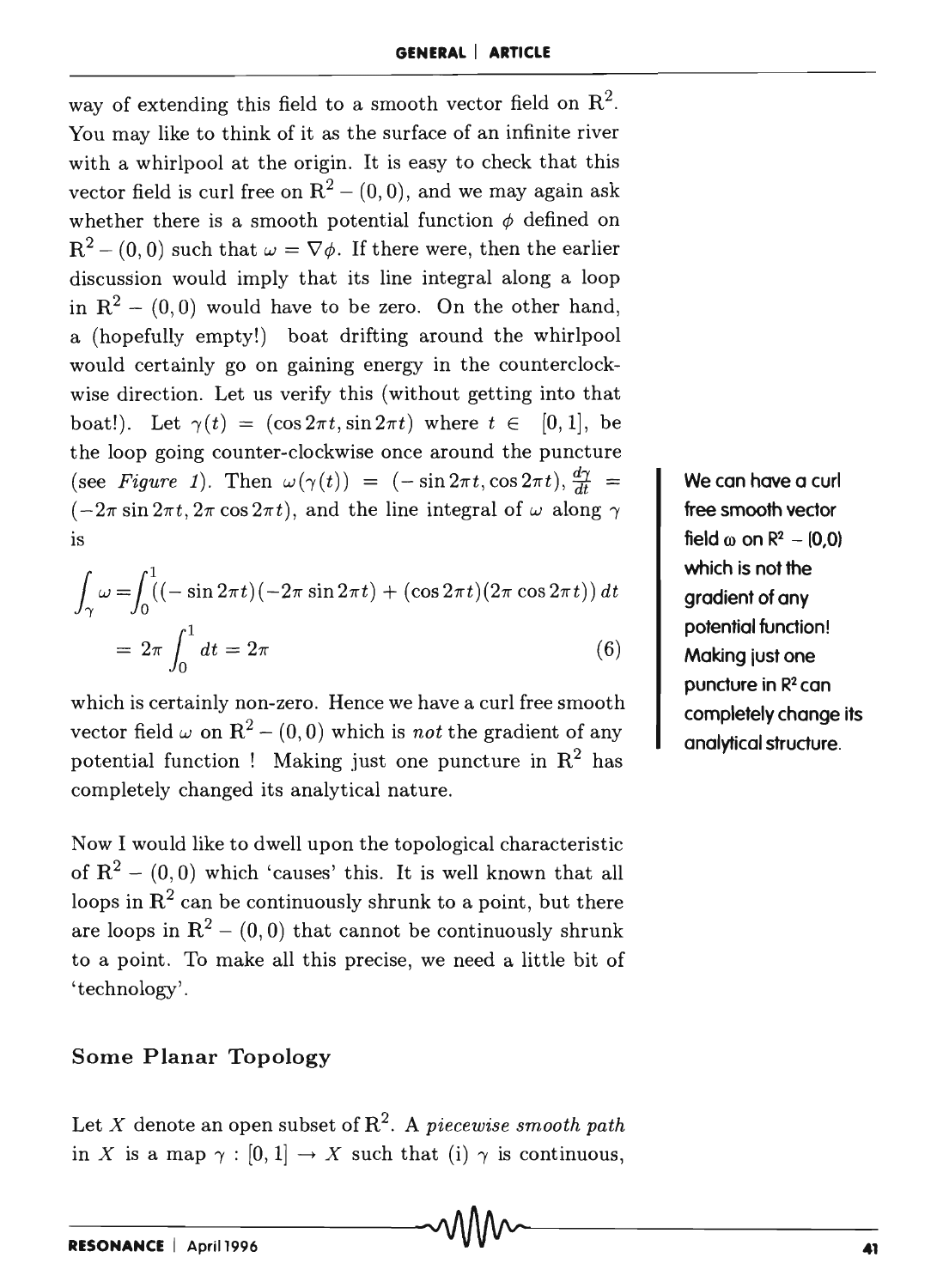way of extending this field to a smooth vector field on $\mathbf{R}^2$. You may like to think of it as the surface of an infinite river with a whirlpool at the origin. It is easy to check that this vector field is curl free on $\mathbf{R}^2 - (0,0)$, and we may again ask whether there is a smooth potential function $\phi$ defined on $\mathbf{R}^2 - (0,0)$ such that $\omega = \nabla\phi$. If there were, then the earlier discussion would imply that its line integral along a loop in $\mathbf{R}^2 - (0,0)$ would have to be zero. On the other hand, a (hopefully empty!) boat drifting around the whirlpool would certainly go on gaining energy in the counterclockwise direction. Let us verify this (without getting into that boat!). Let $\gamma(t) = (\cos 2\pi t, \sin 2\pi t)$ where $t \in [0,1]$, be the loop going counter-clockwise once around the puncture (see *Figure 1*). Then $\omega(\gamma(t)) = (-\sin 2\pi t, \cos 2\pi t)$, $\frac{d\gamma}{dt} = (-2\pi \sin 2\pi t, 2\pi \cos 2\pi t)$, and the line integral of $\omega$ along $\gamma$ is

$$\int_\gamma \omega = \int_0^1 ((-\sin 2\pi t)(-2\pi \sin 2\pi t) + (\cos 2\pi t)(2\pi \cos 2\pi t))\, dt$$

$$= 2\pi \int_0^1 dt = 2\pi \qquad (6)$$

which is certainly non-zero. Hence we have a curl free smooth vector field $\omega$ on $\mathbf{R}^2 - (0,0)$ which is *not* the gradient of any potential function ! Making just one puncture in $\mathbf{R}^2$ has completely changed its analytical nature.

> We can have a curl free smooth vector field $\omega$ on $\mathbf{R}^2 - (0,0)$ which is not the gradient of any potential function! Making just one puncture in $\mathbf{R}^2$ can completely change its analytical structure.

Now I would like to dwell upon the topological characteristic of $\mathbf{R}^2 - (0,0)$ which 'causes' this. It is well known that all loops in $\mathbf{R}^2$ can be continuously shrunk to a point, but there are loops in $\mathbf{R}^2 - (0,0)$ that cannot be continuously shrunk to a point. To make all this precise, we need a little bit of 'technology'.

## Some Planar Topology

Let $X$ denote an open subset of $\mathbf{R}^2$. A *piecewise smooth path* in $X$ is a map $\gamma : [0,1] \to X$ such that (i) $\gamma$ is continuous,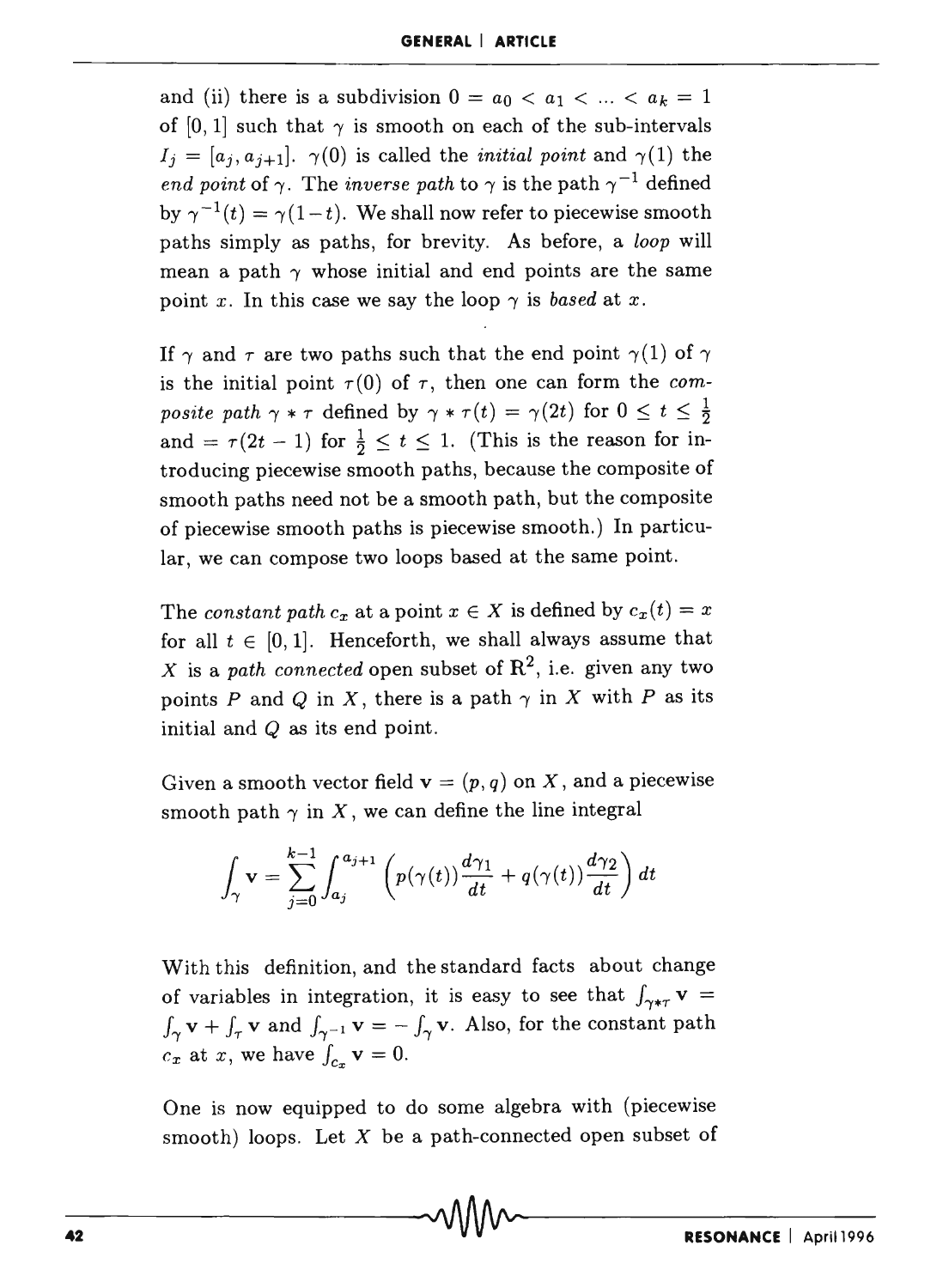and (ii) there is a subdivision $0 = a_0 < a_1 < ... < a_k = 1$ of $[0,1]$ such that $\gamma$ is smooth on each of the sub-intervals $I_j = [a_j, a_{j+1}]$. $\gamma(0)$ is called the *initial point* and $\gamma(1)$ the *end point* of $\gamma$. The *inverse path* to $\gamma$ is the path $\gamma^{-1}$ defined by $\gamma^{-1}(t) = \gamma(1-t)$. We shall now refer to piecewise smooth paths simply as paths, for brevity. As before, a *loop* will mean a path $\gamma$ whose initial and end points are the same point $x$. In this case we say the loop $\gamma$ is *based* at $x$.

If $\gamma$ and $\tau$ are two paths such that the end point $\gamma(1)$ of $\gamma$ is the initial point $\tau(0)$ of $\tau$, then one can form the *composite path* $\gamma * \tau$ defined by $\gamma * \tau(t) = \gamma(2t)$ for $0 \le t \le \frac{1}{2}$ and $= \tau(2t-1)$ for $\frac{1}{2} \le t \le 1$. (This is the reason for introducing piecewise smooth paths, because the composite of smooth paths need not be a smooth path, but the composite of piecewise smooth paths is piecewise smooth.) In particular, we can compose two loops based at the same point.

The *constant path* $c_x$ at a point $x \in X$ is defined by $c_x(t) = x$ for all $t \in [0,1]$. Henceforth, we shall always assume that $X$ is a *path connected* open subset of $\mathbf{R}^2$, i.e. given any two points $P$ and $Q$ in $X$, there is a path $\gamma$ in $X$ with $P$ as its initial and $Q$ as its end point.

Given a smooth vector field $\mathbf{v} = (p,q)$ on $X$, and a piecewise smooth path $\gamma$ in $X$, we can define the line integral

$$\int_\gamma \mathbf{v} = \sum_{j=0}^{k-1} \int_{a_j}^{a_{j+1}} \left( p(\gamma(t))\frac{d\gamma_1}{dt} + q(\gamma(t))\frac{d\gamma_2}{dt} \right) dt$$

With this definition, and the standard facts about change of variables in integration, it is easy to see that $\int_{\gamma * \tau} \mathbf{v} = \int_\gamma \mathbf{v} + \int_\tau \mathbf{v}$ and $\int_{\gamma^{-1}} \mathbf{v} = -\int_\gamma \mathbf{v}$. Also, for the constant path $c_x$ at $x$, we have $\int_{c_x} \mathbf{v} = 0$.

One is now equipped to do some algebra with (piecewise smooth) loops. Let $X$ be a path-connected open subset of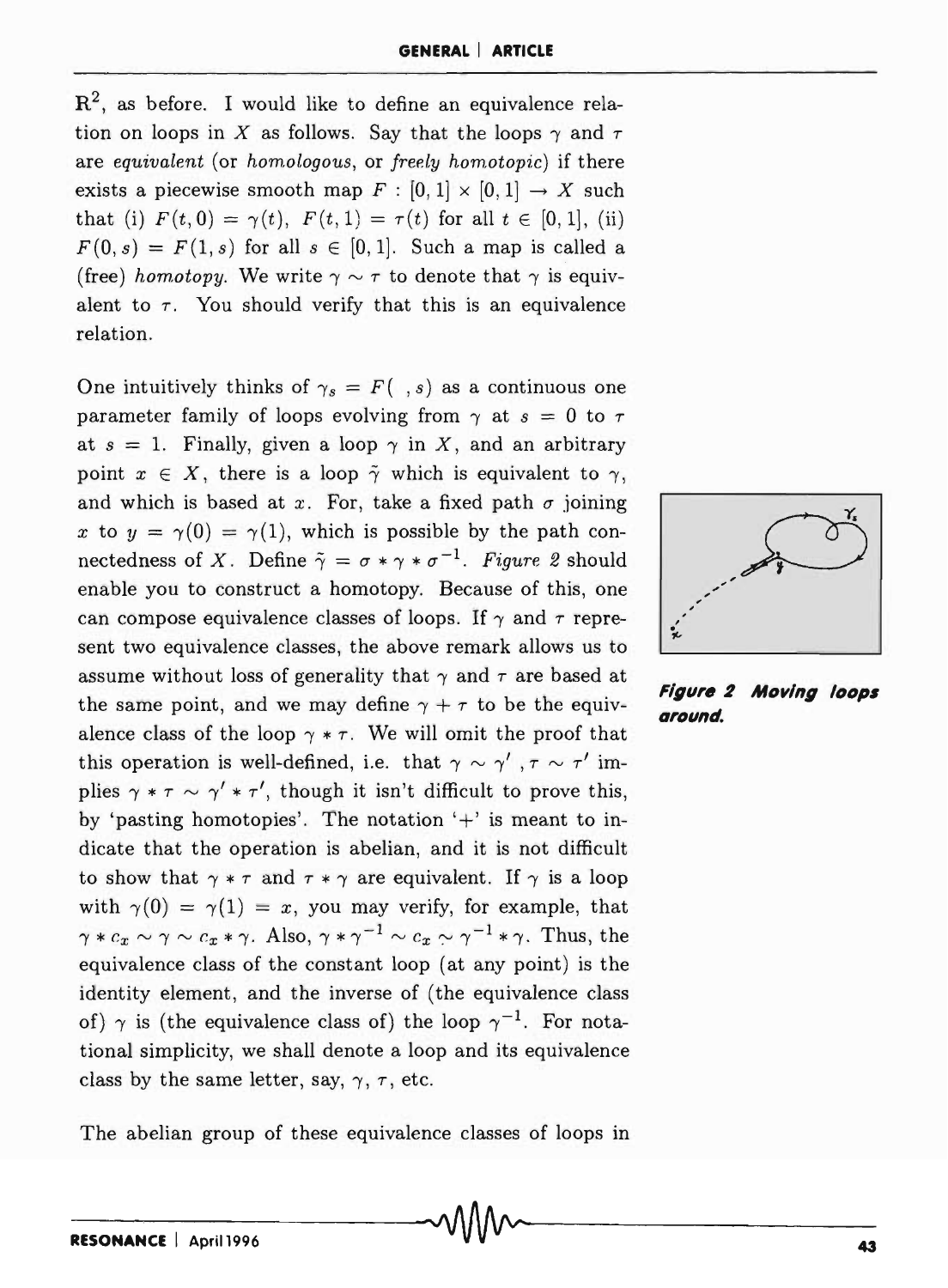$\mathbf{R}^2$, as before. I would like to define an equivalence relation on loops in $X$ as follows. Say that the loops $\gamma$ and $\tau$ are *equivalent* (or *homologous*, or *freely homotopic*) if there exists a piecewise smooth map $F : [0,1] \times [0,1] \to X$ such that (i) $F(t,0) = \gamma(t)$, $F(t,1) = \tau(t)$ for all $t \in [0,1]$, (ii) $F(0,s) = F(1,s)$ for all $s \in [0,1]$. Such a map is called a (free) *homotopy*. We write $\gamma \sim \tau$ to denote that $\gamma$ is equivalent to $\tau$. You should verify that this is an equivalence relation.

One intuitively thinks of $\gamma_s = F(\ ,s)$ as a continuous one parameter family of loops evolving from $\gamma$ at $s = 0$ to $\tau$ at $s = 1$. Finally, given a loop $\gamma$ in $X$, and an arbitrary point $x \in X$, there is a loop $\tilde{\gamma}$ which is equivalent to $\gamma$, and which is based at $x$. For, take a fixed path $\sigma$ joining $x$ to $y = \gamma(0) = \gamma(1)$, which is possible by the path connectedness of $X$. Define $\tilde{\gamma} = \sigma * \gamma * \sigma^{-1}$. *Figure 2* should enable you to construct a homotopy. Because of this, one can compose equivalence classes of loops. If $\gamma$ and $\tau$ represent two equivalence classes, the above remark allows us to assume without loss of generality that $\gamma$ and $\tau$ are based at the same point, and we may define $\gamma + \tau$ to be the equivalence class of the loop $\gamma * \tau$. We will omit the proof that this operation is well-defined, i.e. that $\gamma \sim \gamma'$, $\tau \sim \tau'$ implies $\gamma * \tau \sim \gamma' * \tau'$, though it isn't difficult to prove this, by 'pasting homotopies'. The notation '+' is meant to indicate that the operation is abelian, and it is not difficult to show that $\gamma * \tau$ and $\tau * \gamma$ are equivalent. If $\gamma$ is a loop with $\gamma(0) = \gamma(1) = x$, you may verify, for example, that $\gamma * c_x \sim \gamma \sim c_x * \gamma$. Also, $\gamma * \gamma^{-1} \sim c_x \sim \gamma^{-1} * \gamma$. Thus, the equivalence class of the constant loop (at any point) is the identity element, and the inverse of (the equivalence class of) $\gamma$ is (the equivalence class of) the loop $\gamma^{-1}$. For notational simplicity, we shall denote a loop and its equivalence class by the same letter, say, $\gamma$, $\tau$, etc.

**Figure 2 Moving loops around.**

The abelian group of these equivalence classes of loops in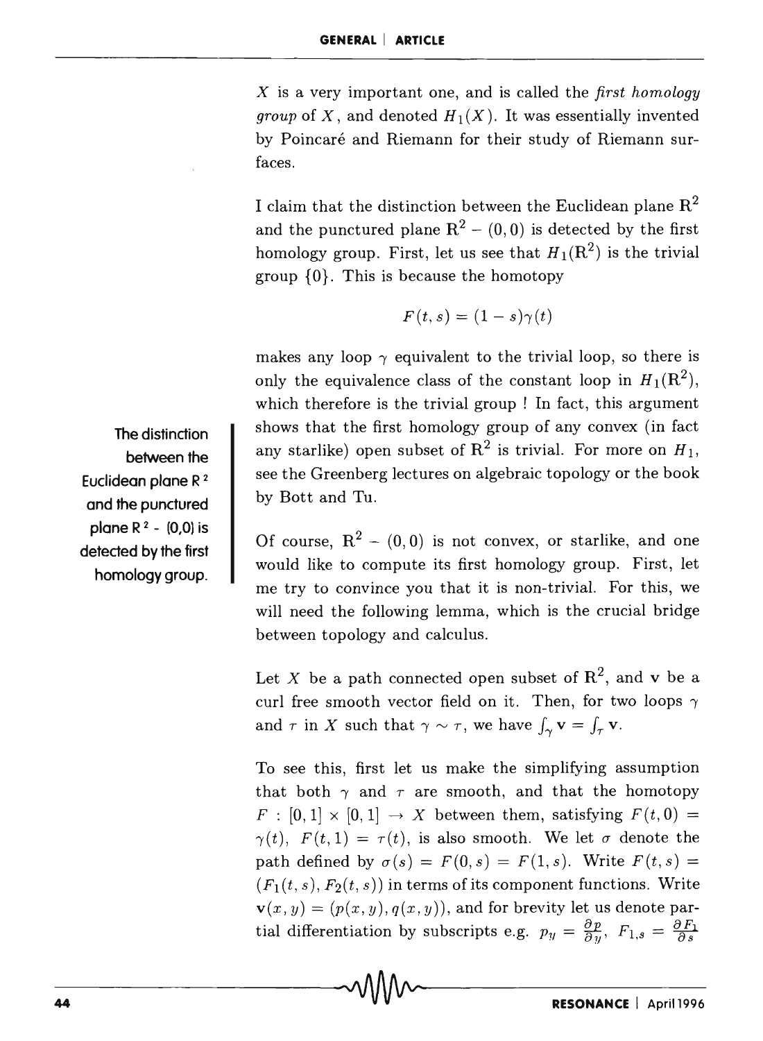$X$ is a very important one, and is called the *first homology group* of $X$, and denoted $H_1(X)$. It was essentially invented by Poincaré and Riemann for their study of Riemann surfaces.

I claim that the distinction between the Euclidean plane $\mathbf{R}^2$ and the punctured plane $\mathbf{R}^2 - (0,0)$ is detected by the first homology group. First, let us see that $H_1(\mathbf{R}^2)$ is the trivial group $\{0\}$. This is because the homotopy

$$F(t,s) = (1-s)\gamma(t)$$

makes any loop $\gamma$ equivalent to the trivial loop, so there is only the equivalence class of the constant loop in $H_1(\mathbf{R}^2)$, which therefore is the trivial group ! In fact, this argument shows that the first homology group of any convex (in fact any starlike) open subset of $\mathbf{R}^2$ is trivial. For more on $H_1$, see the Greenberg lectures on algebraic topology or the book by Bott and Tu.

The distinction between the Euclidean plane $\mathbf{R}^2$ and the punctured plane $\mathbf{R}^2 - (0,0)$ is detected by the first homology group.

Of course, $\mathbf{R}^2 - (0,0)$ is not convex, or starlike, and one would like to compute its first homology group. First, let me try to convince you that it is non-trivial. For this, we will need the following lemma, which is the crucial bridge between topology and calculus.

Let $X$ be a path connected open subset of $\mathbf{R}^2$, and $\mathbf{v}$ be a curl free smooth vector field on it. Then, for two loops $\gamma$ and $\tau$ in $X$ such that $\gamma \sim \tau$, we have $\int_\gamma \mathbf{v} = \int_\tau \mathbf{v}$.

To see this, first let us make the simplifying assumption that both $\gamma$ and $\tau$ are smooth, and that the homotopy $F : [0,1] \times [0,1] \to X$ between them, satisfying $F(t,0) = \gamma(t)$, $F(t,1) = \tau(t)$, is also smooth. We let $\sigma$ denote the path defined by $\sigma(s) = F(0,s) = F(1,s)$. Write $F(t,s) = (F_1(t,s), F_2(t,s))$ in terms of its component functions. Write $\mathbf{v}(x,y) = (p(x,y), q(x,y))$, and for brevity let us denote partial differentiation by subscripts e.g. $p_y = \frac{\partial p}{\partial y}$, $F_{1,s} = \frac{\partial F_1}{\partial s}$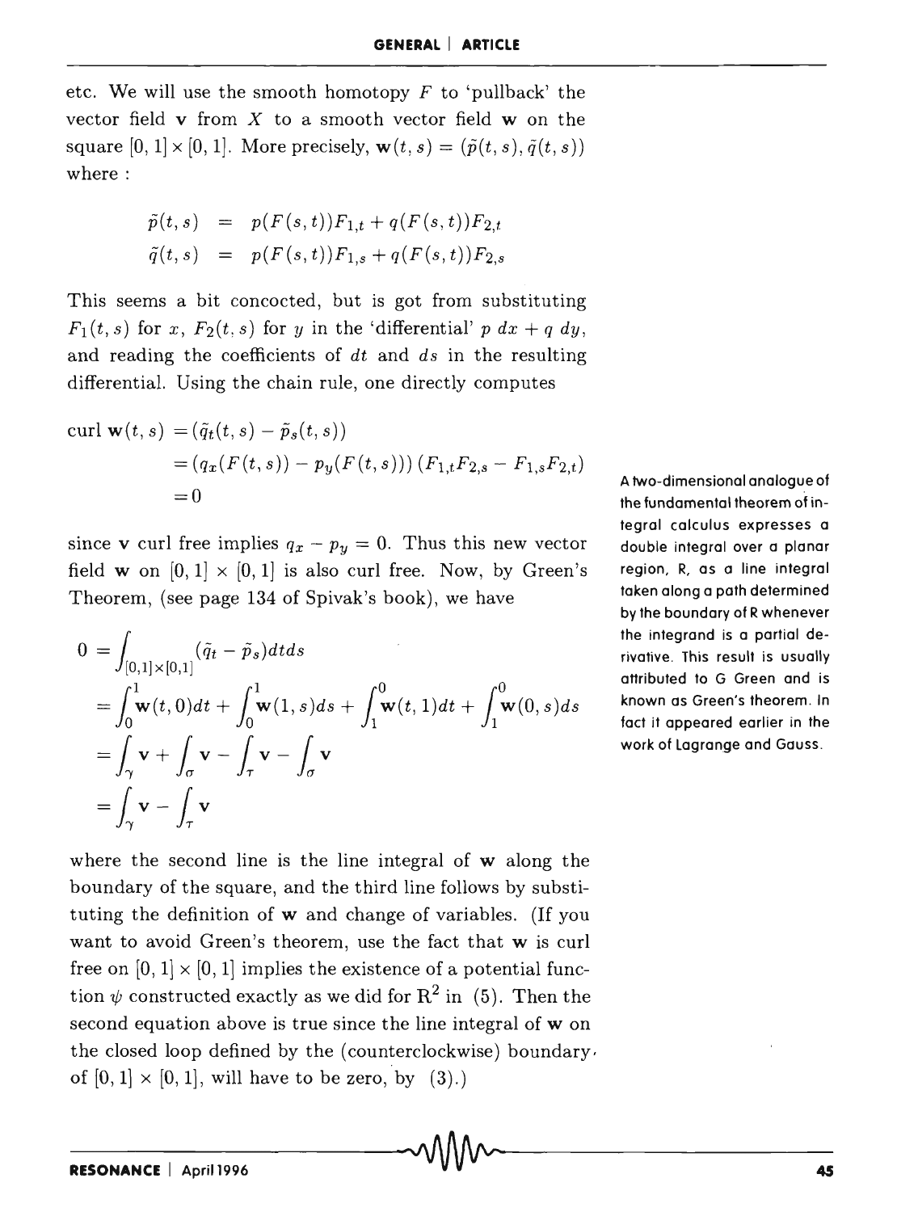etc. We will use the smooth homotopy $F$ to 'pullback' the vector field $\mathbf{v}$ from $X$ to a smooth vector field $\mathbf{w}$ on the square $[0,1]\times[0,1]$. More precisely, $\mathbf{w}(t,s) = (\tilde{p}(t,s), \tilde{q}(t,s))$ where :

$$
\begin{aligned}
\tilde{p}(t,s) &= p(F(s,t))F_{1,t} + q(F(s,t))F_{2,t} \\
\tilde{q}(t,s) &= p(F(s,t))F_{1,s} + q(F(s,t))F_{2,s}
\end{aligned}
$$

This seems a bit concocted, but is got from substituting $F_1(t,s)$ for $x$, $F_2(t,s)$ for $y$ in the 'differential' $p\ dx + q\ dy$, and reading the coefficients of $dt$ and $ds$ in the resulting differential. Using the chain rule, one directly computes

$$
\begin{aligned}
\text{curl } \mathbf{w}(t,s) &= (\tilde{q}_t(t,s) - \tilde{p}_s(t,s)) \\
&= (q_x(F(t,s)) - p_y(F(t,s)))\,(F_{1,t}F_{2,s} - F_{1,s}F_{2,t}) \\
&= 0
\end{aligned}
$$

since $\mathbf{v}$ curl free implies $q_x - p_y = 0$. Thus this new vector field $\mathbf{w}$ on $[0,1]\times[0,1]$ is also curl free. Now, by Green's Theorem, (see page 134 of Spivak's book), we have

$$
\begin{aligned}
0 &= \int_{[0,1]\times[0,1]} (\tilde{q}_t - \tilde{p}_s)\,dt\,ds \\
&= \int_0^1 \mathbf{w}(t,0)dt + \int_0^1 \mathbf{w}(1,s)ds + \int_1^0 \mathbf{w}(t,1)dt + \int_1^0 \mathbf{w}(0,s)ds \\
&= \int_\gamma \mathbf{v} + \int_\sigma \mathbf{v} - \int_\tau \mathbf{v} - \int_\sigma \mathbf{v} \\
&= \int_\gamma \mathbf{v} - \int_\tau \mathbf{v}
\end{aligned}
$$

where the second line is the line integral of $\mathbf{w}$ along the boundary of the square, and the third line follows by substituting the definition of $\mathbf{w}$ and change of variables. (If you want to avoid Green's theorem, use the fact that $\mathbf{w}$ is curl free on $[0,1]\times[0,1]$ implies the existence of a potential function $\psi$ constructed exactly as we did for $\mathbb{R}^2$ in (5). Then the second equation above is true since the line integral of $\mathbf{w}$ on the closed loop defined by the (counterclockwise) boundary of $[0,1]\times[0,1]$, will have to be zero, by (3).)

A two-dimensional analogue of the fundamental theorem of integral calculus expresses a double integral over a planar region, R, as a line integral taken along a path determined by the boundary of R whenever the integrand is a partial derivative. This result is usually attributed to G Green and is known as Green's theorem. In fact it appeared earlier in the work of Lagrange and Gauss.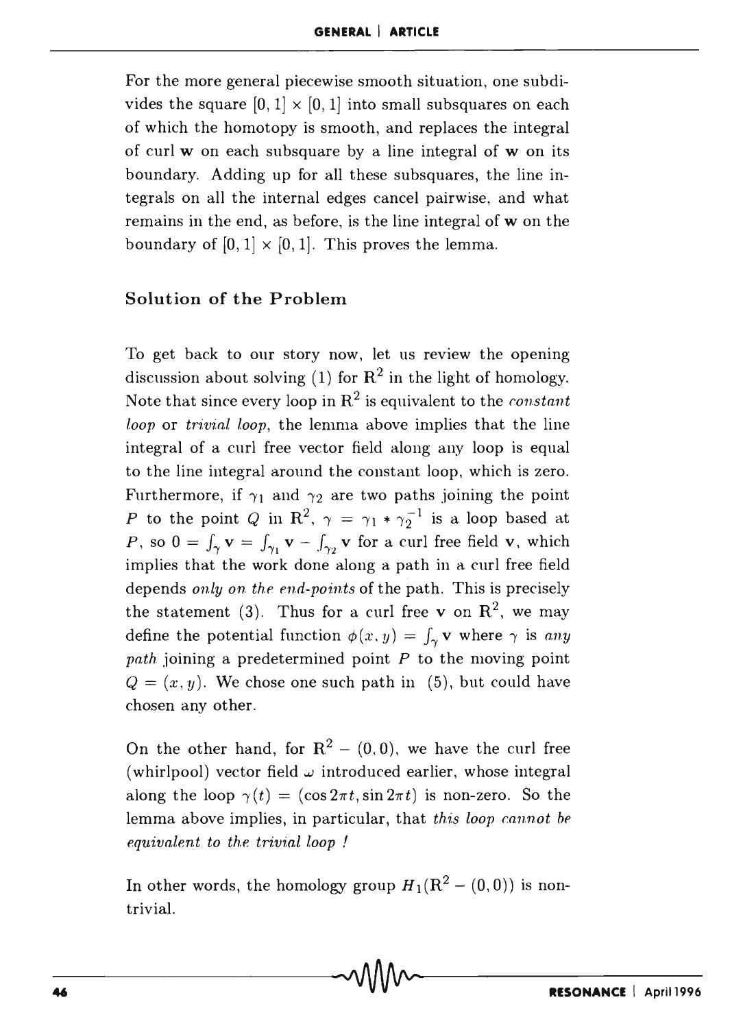For the more general piecewise smooth situation, one subdivides the square $[0, 1] \times [0, 1]$ into small subsquares on each of which the homotopy is smooth, and replaces the integral of curl $\mathbf{w}$ on each subsquare by a line integral of $\mathbf{w}$ on its boundary. Adding up for all these subsquares, the line integrals on all the internal edges cancel pairwise, and what remains in the end, as before, is the line integral of $\mathbf{w}$ on the boundary of $[0, 1] \times [0, 1]$. This proves the lemma.

## Solution of the Problem

To get back to our story now, let us review the opening discussion about solving (1) for $\mathrm{R}^2$ in the light of homology. Note that since every loop in $\mathrm{R}^2$ is equivalent to the *constant loop* or *trivial loop*, the lemma above implies that the line integral of a curl free vector field along any loop is equal to the line integral around the constant loop, which is zero. Furthermore, if $\gamma_1$ and $\gamma_2$ are two paths joining the point $P$ to the point $Q$ in $\mathrm{R}^2$, $\gamma = \gamma_1 * \gamma_2^{-1}$ is a loop based at $P$, so $0 = \int_\gamma \mathbf{v} = \int_{\gamma_1} \mathbf{v} - \int_{\gamma_2} \mathbf{v}$ for a curl free field $\mathbf{v}$, which implies that the work done along a path in a curl free field depends *only on the end-points* of the path. This is precisely the statement (3). Thus for a curl free $\mathbf{v}$ on $\mathrm{R}^2$, we may define the potential function $\phi(x, y) = \int_\gamma \mathbf{v}$ where $\gamma$ is *any path* joining a predetermined point $P$ to the moving point $Q = (x, y)$. We chose one such path in (5), but could have chosen any other.

On the other hand, for $\mathrm{R}^2 - (0, 0)$, we have the curl free (whirlpool) vector field $\omega$ introduced earlier, whose integral along the loop $\gamma(t) = (\cos 2\pi t, \sin 2\pi t)$ is non-zero. So the lemma above implies, in particular, that *this loop cannot be equivalent to the trivial loop !*

In other words, the homology group $H_1(\mathrm{R}^2 - (0, 0))$ is non-trivial.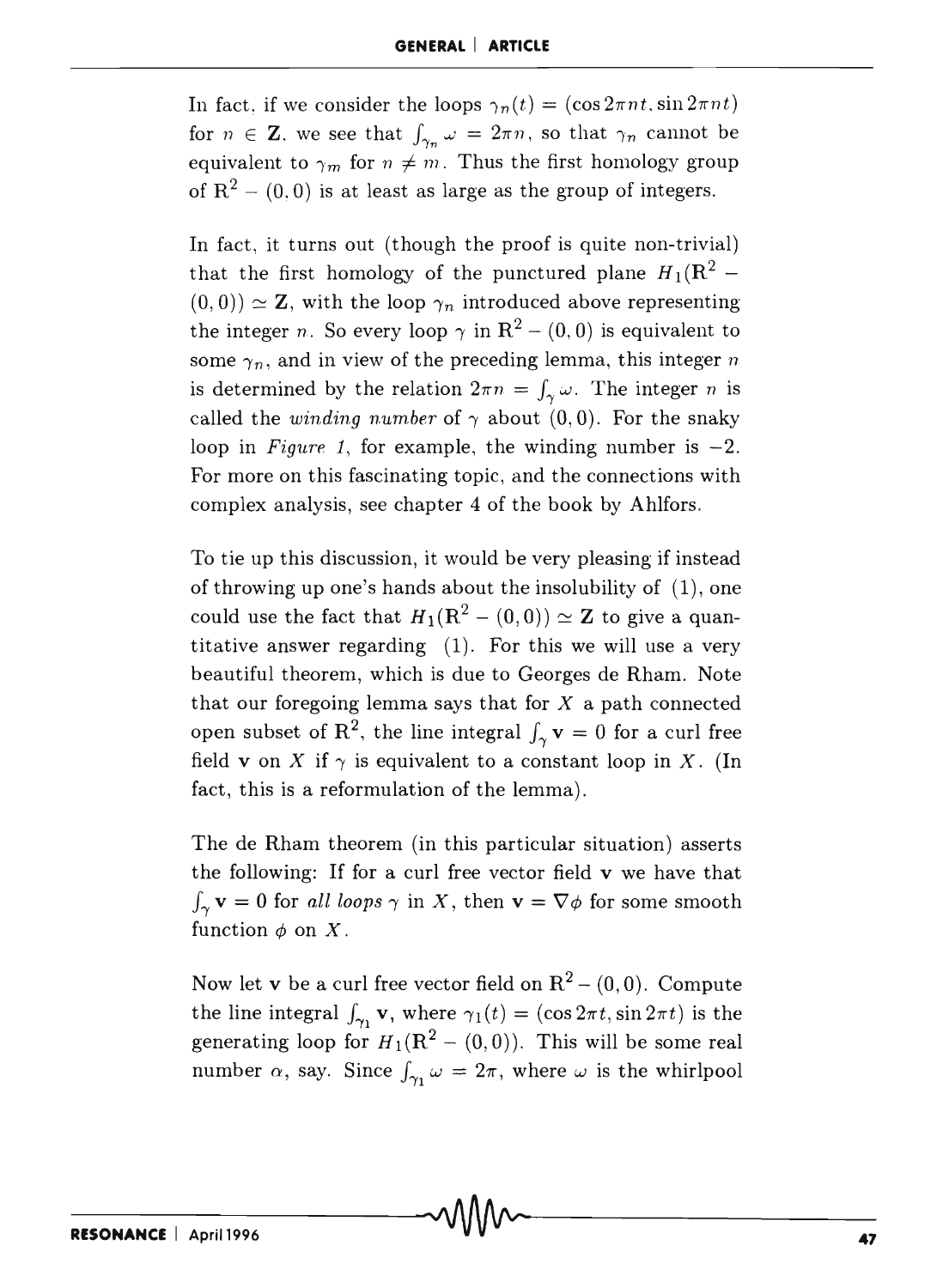In fact, if we consider the loops $\gamma_n(t) = (\cos 2\pi nt, \sin 2\pi nt)$ for $n \in \mathbf{Z}$, we see that $\int_{\gamma_n} \omega = 2\pi n$, so that $\gamma_n$ cannot be equivalent to $\gamma_m$ for $n \neq m$. Thus the first homology group of $\mathrm{R}^2 - (0,0)$ is at least as large as the group of integers.

In fact, it turns out (though the proof is quite non-trivial) that the first homology of the punctured plane $H_1(\mathrm{R}^2 - (0,0)) \simeq \mathbf{Z}$, with the loop $\gamma_n$ introduced above representing the integer $n$. So every loop $\gamma$ in $\mathrm{R}^2 - (0,0)$ is equivalent to some $\gamma_n$, and in view of the preceding lemma, this integer $n$ is determined by the relation $2\pi n = \int_\gamma \omega$. The integer $n$ is called the *winding number* of $\gamma$ about $(0,0)$. For the snaky loop in *Figure 1*, for example, the winding number is $-2$. For more on this fascinating topic, and the connections with complex analysis, see chapter 4 of the book by Ahlfors.

To tie up this discussion, it would be very pleasing if instead of throwing up one's hands about the insolubility of (1), one could use the fact that $H_1(\mathrm{R}^2 - (0,0)) \simeq \mathbf{Z}$ to give a quantitative answer regarding (1). For this we will use a very beautiful theorem, which is due to Georges de Rham. Note that our foregoing lemma says that for $X$ a path connected open subset of $\mathrm{R}^2$, the line integral $\int_\gamma \mathbf{v} = 0$ for a curl free field $\mathbf{v}$ on $X$ if $\gamma$ is equivalent to a constant loop in $X$. (In fact, this is a reformulation of the lemma).

The de Rham theorem (in this particular situation) asserts the following: If for a curl free vector field $\mathbf{v}$ we have that $\int_\gamma \mathbf{v} = 0$ for *all loops* $\gamma$ in $X$, then $\mathbf{v} = \nabla\phi$ for some smooth function $\phi$ on $X$.

Now let $\mathbf{v}$ be a curl free vector field on $\mathrm{R}^2 - (0,0)$. Compute the line integral $\int_{\gamma_1} \mathbf{v}$, where $\gamma_1(t) = (\cos 2\pi t, \sin 2\pi t)$ is the generating loop for $H_1(\mathrm{R}^2 - (0,0))$. This will be some real number $\alpha$, say. Since $\int_{\gamma_1} \omega = 2\pi$, where $\omega$ is the whirlpool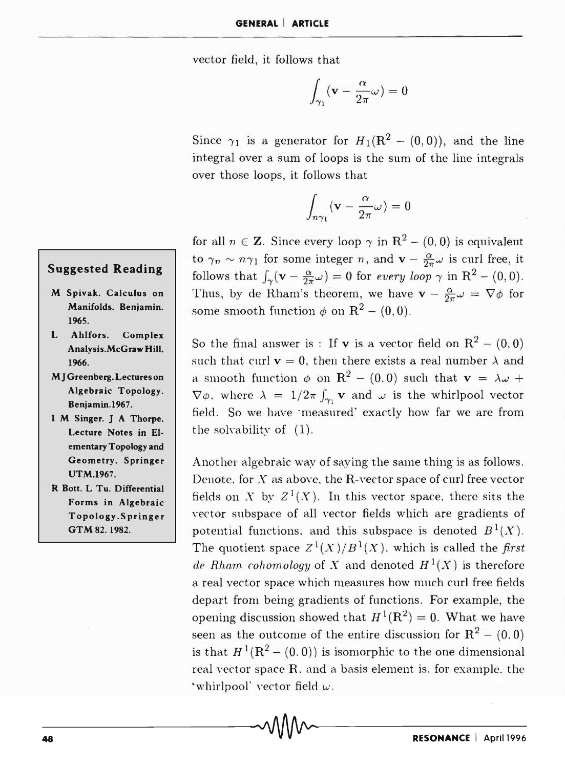vector field, it follows that

$$\int_{\gamma_1} (\mathbf{v} - \frac{\alpha}{2\pi}\omega) = 0$$

Since $\gamma_1$ is a generator for $H_1(\mathrm{R}^2 - (0,0))$, and the line integral over a sum of loops is the sum of the line integrals over those loops, it follows that

$$\int_{n\gamma_1} (\mathbf{v} - \frac{\alpha}{2\pi}\omega) = 0$$

for all $n \in \mathbf{Z}$. Since every loop $\gamma$ in $\mathrm{R}^2 - (0,0)$ is equivalent to $\gamma_n \sim n\gamma_1$ for some integer $n$, and $\mathbf{v} - \frac{\alpha}{2\pi}\omega$ is curl free, it follows that $\int_\gamma (\mathbf{v} - \frac{\alpha}{2\pi}\omega) = 0$ for *every loop* $\gamma$ in $\mathrm{R}^2 - (0,0)$. Thus, by de Rham's theorem, we have $\mathbf{v} - \frac{\alpha}{2\pi}\omega = \nabla\phi$ for some smooth function $\phi$ on $\mathrm{R}^2 - (0,0)$.

So the final answer is : If $\mathbf{v}$ is a vector field on $\mathrm{R}^2 - (0,0)$ such that curl $\mathbf{v} = 0$, then there exists a real number $\lambda$ and a smooth function $\phi$ on $\mathrm{R}^2 - (0,0)$ such that $\mathbf{v} = \lambda\omega + \nabla\phi$, where $\lambda = 1/2\pi \int_{\gamma_1} \mathbf{v}$ and $\omega$ is the whirlpool vector field. So we have 'measured' exactly how far we are from the solvability of (1).

Another algebraic way of saying the same thing is as follows. Denote, for $X$ as above, the R-vector space of curl free vector fields on $X$ by $Z^1(X)$. In this vector space, there sits the vector subspace of all vector fields which are gradients of potential functions, and this subspace is denoted $B^1(X)$. The quotient space $Z^1(X)/B^1(X)$, which is called the *first de Rham cohomology* of $X$ and denoted $H^1(X)$ is therefore a real vector space which measures how much curl free fields depart from being gradients of functions. For example, the opening discussion showed that $H^1(\mathrm{R}^2) = 0$. What we have seen as the outcome of the entire discussion for $\mathrm{R}^2 - (0,0)$ is that $H^1(\mathrm{R}^2 - (0,0))$ is isomorphic to the one dimensional real vector space $\mathbf{R}$, and a basis element is, for example, the 'whirlpool' vector field $\omega$.

## Suggested Reading

- M Spivak. Calculus on Manifolds. Benjamin. 1965.
- L Ahlfors. Complex Analysis. McGraw Hill. 1966.
- M J Greenberg. Lectures on Algebraic Topology. Benjamin. 1967.
- I M Singer, J A Thorpe. Lecture Notes in Elementary Topology and Geometry. Springer UTM. 1967.
- R Bott, L Tu. Differential Forms in Algebraic Topology. Springer GTM 82. 1982.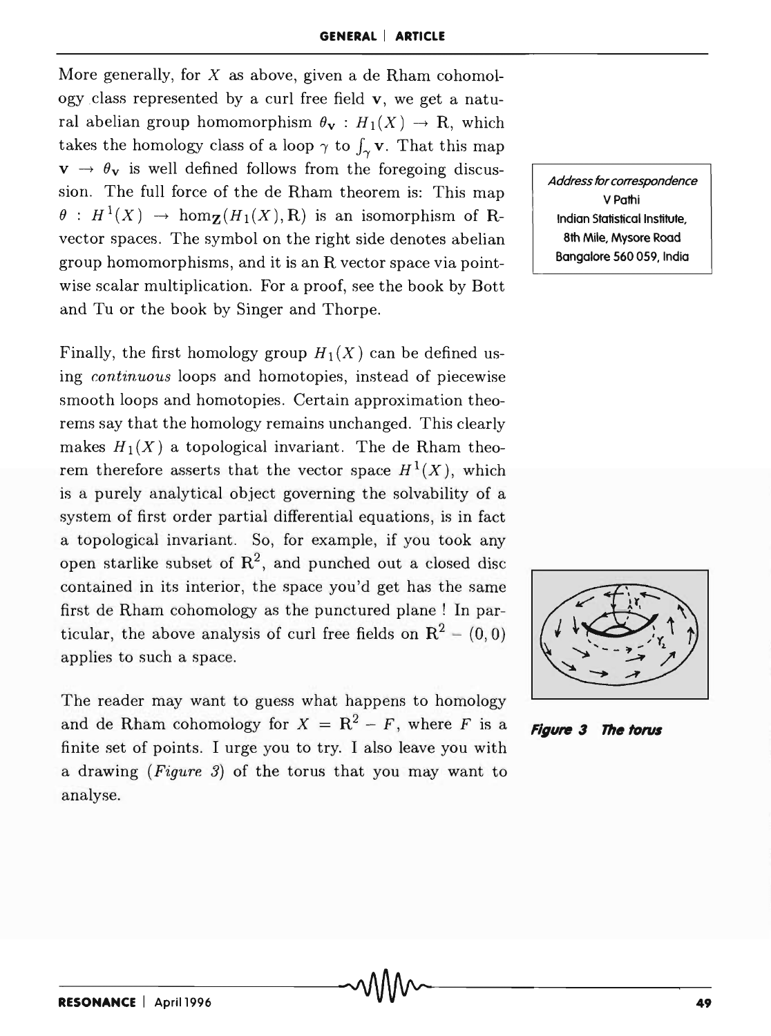More generally, for $X$ as above, given a de Rham cohomology class represented by a curl free field $\mathbf{v}$, we get a natural abelian group homomorphism $\theta_{\mathbf{v}} : H_1(X) \to \mathrm{R}$, which takes the homology class of a loop $\gamma$ to $\int_\gamma \mathbf{v}$. That this map $\mathbf{v} \to \theta_{\mathbf{v}}$ is well defined follows from the foregoing discussion. The full force of the de Rham theorem is: This map $\theta : H^1(X) \to \hom_{\mathbf{Z}}(H_1(X), \mathrm{R})$ is an isomorphism of R-vector spaces. The symbol on the right side denotes abelian group homomorphisms, and it is an R vector space via pointwise scalar multiplication. For a proof, see the book by Bott and Tu or the book by Singer and Thorpe.

*Address for correspondence*
V Pathi
Indian Statistical Institute,
8th Mile, Mysore Road
Bangalore 560 059, India

Finally, the first homology group $H_1(X)$ can be defined using *continuous* loops and homotopies, instead of piecewise smooth loops and homotopies. Certain approximation theorems say that the homology remains unchanged. This clearly makes $H_1(X)$ a topological invariant. The de Rham theorem therefore asserts that the vector space $H^1(X)$, which is a purely analytical object governing the solvability of a system of first order partial differential equations, is in fact a topological invariant. So, for example, if you took any open starlike subset of $\mathrm{R}^2$, and punched out a closed disc contained in its interior, the space you'd get has the same first de Rham cohomology as the punctured plane ! In particular, the above analysis of curl free fields on $\mathrm{R}^2 - (0,0)$ applies to such a space.

The reader may want to guess what happens to homology and de Rham cohomology for $X = \mathrm{R}^2 - F$, where $F$ is a finite set of points. I urge you to try. I also leave you with a drawing (*Figure 3*) of the torus that you may want to analyse.

$\gamma_1$

$\gamma_2$

**Figure 3 The torus**